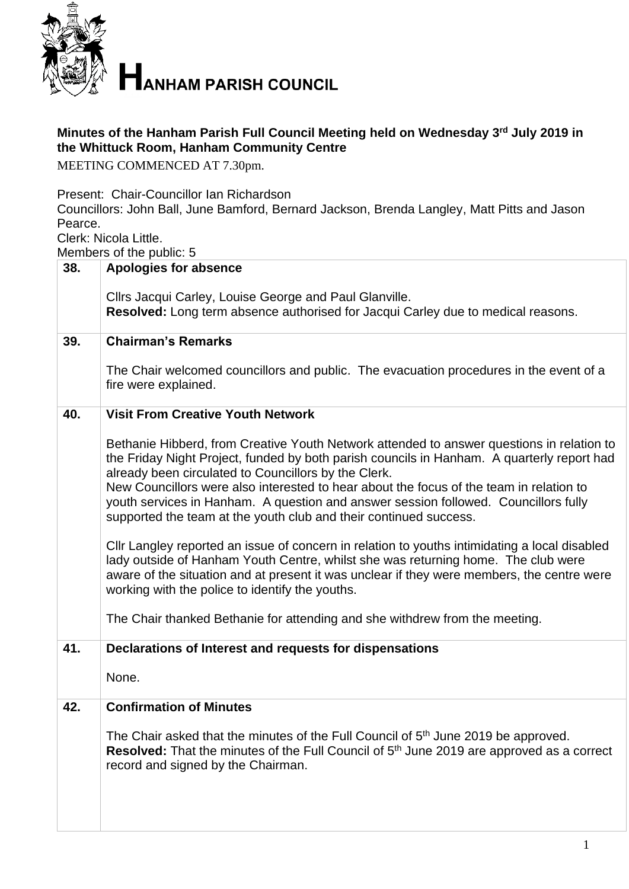# HANHAM PARISH COUNCIL

**Minutes of the Hanham Parish Full Council Meeting held on Wednesday 3rd July 2019 in the Whittuck Room, Hanham Community Centre**

MEETING COMMENCED AT 7.30pm.

Present: Chair-Councillor Ian Richardson
Councillors: John Ball, June Bamford, Bernard Jackson, Brenda Langley, Matt Pitts and Jason Pearce.
Clerk: Nicola Little.
Members of the public: 5

| | |
|---|---|
| **38.** | **Apologies for absence**<br><br>Cllrs Jacqui Carley, Louise George and Paul Glanville.<br>**Resolved:** Long term absence authorised for Jacqui Carley due to medical reasons. |
| **39.** | **Chairman's Remarks**<br><br>The Chair welcomed councillors and public. The evacuation procedures in the event of a fire were explained. |
| **40.** | **Visit From Creative Youth Network**<br><br>Bethanie Hibberd, from Creative Youth Network attended to answer questions in relation to the Friday Night Project, funded by both parish councils in Hanham. A quarterly report had already been circulated to Councillors by the Clerk.<br>New Councillors were also interested to hear about the focus of the team in relation to youth services in Hanham. A question and answer session followed. Councillors fully supported the team at the youth club and their continued success.<br><br>Cllr Langley reported an issue of concern in relation to youths intimidating a local disabled lady outside of Hanham Youth Centre, whilst she was returning home. The club were aware of the situation and at present it was unclear if they were members, the centre were working with the police to identify the youths.<br><br>The Chair thanked Bethanie for attending and she withdrew from the meeting. |
| **41.** | **Declarations of Interest and requests for dispensations**<br><br>None. |
| **42.** | **Confirmation of Minutes**<br><br>The Chair asked that the minutes of the Full Council of 5th June 2019 be approved.<br>**Resolved:** That the minutes of the Full Council of 5th June 2019 are approved as a correct record and signed by the Chairman. |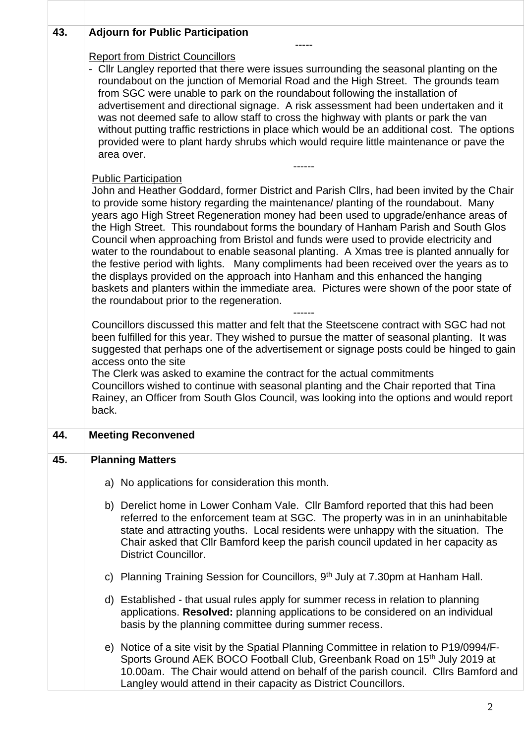| | |
|---|---|
| | |
| **43.** | **Adjourn for Public Participation**<br>-----<br>Report from District Councillors<br>- Cllr Langley reported that there were issues surrounding the seasonal planting on the roundabout on the junction of Memorial Road and the High Street. The grounds team from SGC were unable to park on the roundabout following the installation of advertisement and directional signage. A risk assessment had been undertaken and it was not deemed safe to allow staff to cross the highway with plants or park the van without putting traffic restrictions in place which would be an additional cost. The options provided were to plant hardy shrubs which would require little maintenance or pave the area over.<br>------<br>Public Participation<br>John and Heather Goddard, former District and Parish Cllrs, had been invited by the Chair to provide some history regarding the maintenance/ planting of the roundabout. Many years ago High Street Regeneration money had been used to upgrade/enhance areas of the High Street. This roundabout forms the boundary of Hanham Parish and South Glos Council when approaching from Bristol and funds were used to provide electricity and water to the roundabout to enable seasonal planting. A Xmas tree is planted annually for the festive period with lights. Many compliments had been received over the years as to the displays provided on the approach into Hanham and this enhanced the hanging baskets and planters within the immediate area. Pictures were shown of the poor state of the roundabout prior to the regeneration.<br>------<br>Councillors discussed this matter and felt that the Steetscene contract with SGC had not been fulfilled for this year. They wished to pursue the matter of seasonal planting. It was suggested that perhaps one of the advertisement or signage posts could be hinged to gain access onto the site<br>The Clerk was asked to examine the contract for the actual commitments<br>Councillors wished to continue with seasonal planting and the Chair reported that Tina Rainey, an Officer from South Glos Council, was looking into the options and would report back. |
| **44.** | **Meeting Reconvened** |
| **45.** | **Planning Matters**<br>a) No applications for consideration this month.<br>b) Derelict home in Lower Conham Vale. Cllr Bamford reported that this had been referred to the enforcement team at SGC. The property was in in an uninhabitable state and attracting youths. Local residents were unhappy with the situation. The Chair asked that Cllr Bamford keep the parish council updated in her capacity as District Councillor.<br>c) Planning Training Session for Councillors, 9th July at 7.30pm at Hanham Hall.<br>d) Established - that usual rules apply for summer recess in relation to planning applications. **Resolved:** planning applications to be considered on an individual basis by the planning committee during summer recess.<br>e) Notice of a site visit by the Spatial Planning Committee in relation to P19/0994/F-Sports Ground AEK BOCO Football Club, Greenbank Road on 15th July 2019 at 10.00am. The Chair would attend on behalf of the parish council. Cllrs Bamford and Langley would attend in their capacity as District Councillors. |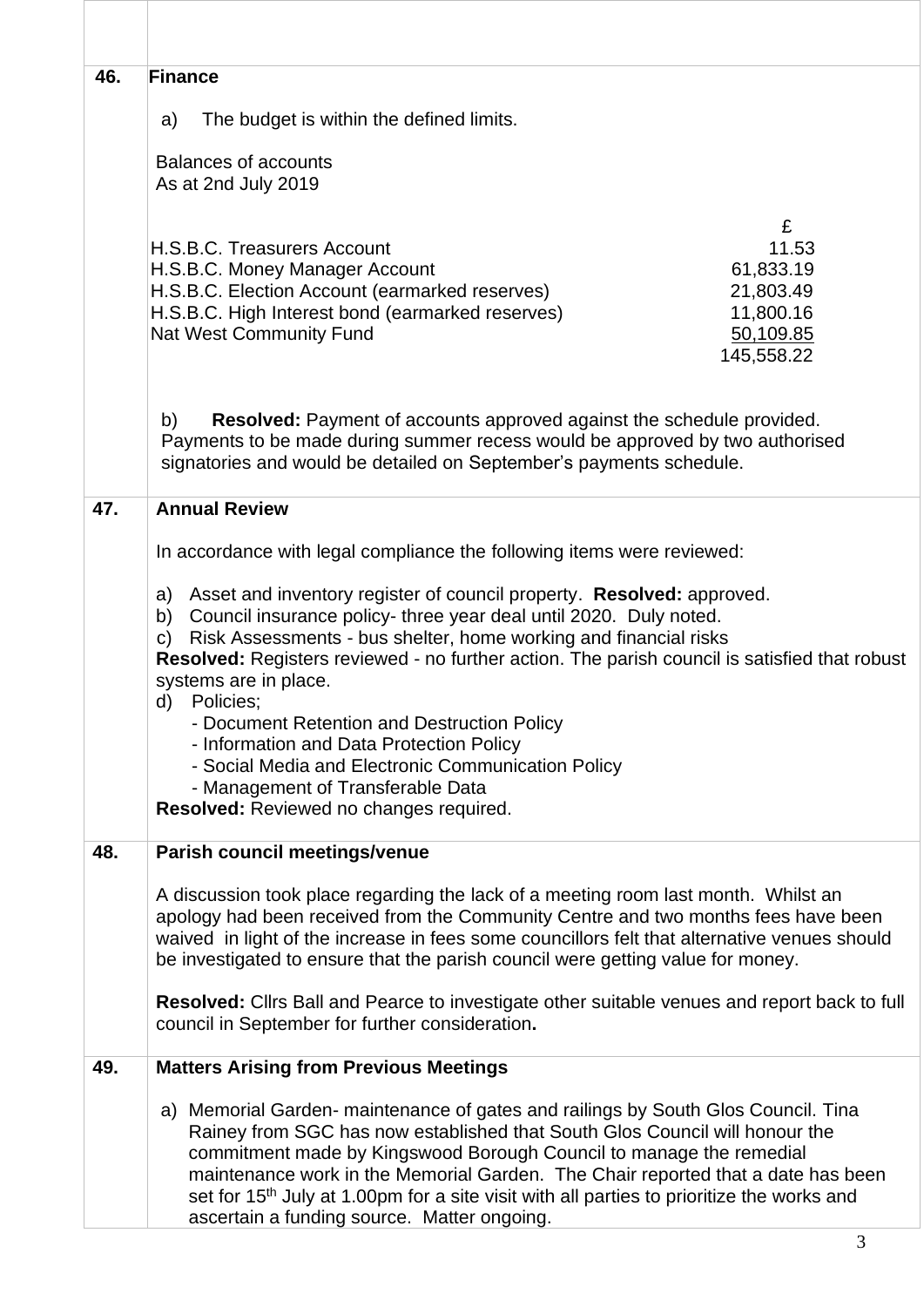| | |
|---|---|
| | |
| **46.** | **Finance** |
| | a) The budget is within the defined limits. |
| | Balances of accounts<br>As at 2nd July 2019 |
| | £ |
| | H.S.B.C. Treasurers Account — 11.53<br>H.S.B.C. Money Manager Account — 61,833.19<br>H.S.B.C. Election Account (earmarked reserves) — 21,803.49<br>H.S.B.C. High Interest bond (earmarked reserves) — 11,800.16<br>Nat West Community Fund — 50,109.85<br>145,558.22 |
| | b) **Resolved:** Payment of accounts approved against the schedule provided. Payments to be made during summer recess would be approved by two authorised signatories and would be detailed on September's payments schedule. |
| **47.** | **Annual Review** |
| | In accordance with legal compliance the following items were reviewed: |
| | a) Asset and inventory register of council property. **Resolved:** approved.<br>b) Council insurance policy- three year deal until 2020. Duly noted.<br>c) Risk Assessments - bus shelter, home working and financial risks<br>**Resolved:** Registers reviewed - no further action. The parish council is satisfied that robust systems are in place.<br>d) Policies;<br>- Document Retention and Destruction Policy<br>- Information and Data Protection Policy<br>- Social Media and Electronic Communication Policy<br>- Management of Transferable Data<br>**Resolved:** Reviewed no changes required. |
| **48.** | **Parish council meetings/venue** |
| | A discussion took place regarding the lack of a meeting room last month. Whilst an apology had been received from the Community Centre and two months fees have been waived in light of the increase in fees some councillors felt that alternative venues should be investigated to ensure that the parish council were getting value for money. |
| | **Resolved:** Cllrs Ball and Pearce to investigate other suitable venues and report back to full council in September for further consideration**.** |
| **49.** | **Matters Arising from Previous Meetings** |
| | a) Memorial Garden- maintenance of gates and railings by South Glos Council. Tina Rainey from SGC has now established that South Glos Council will honour the commitment made by Kingswood Borough Council to manage the remedial maintenance work in the Memorial Garden. The Chair reported that a date has been set for 15th July at 1.00pm for a site visit with all parties to prioritize the works and ascertain a funding source. Matter ongoing. |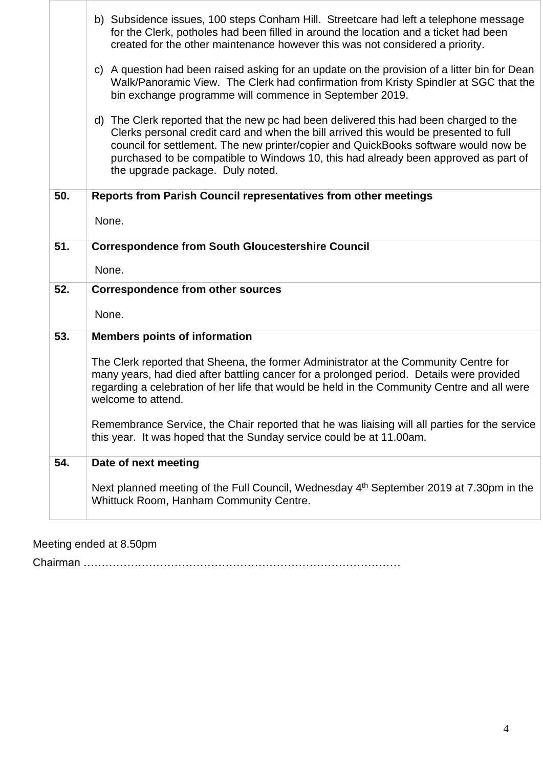| | |
|---|---|
| | b) Subsidence issues, 100 steps Conham Hill. Streetcare had left a telephone message for the Clerk, potholes had been filled in around the location and a ticket had been created for the other maintenance however this was not considered a priority.<br><br>c) A question had been raised asking for an update on the provision of a litter bin for Dean Walk/Panoramic View. The Clerk had confirmation from Kristy Spindler at SGC that the bin exchange programme will commence in September 2019.<br><br>d) The Clerk reported that the new pc had been delivered this had been charged to the Clerks personal credit card and when the bill arrived this would be presented to full council for settlement. The new printer/copier and QuickBooks software would now be purchased to be compatible to Windows 10, this had already been approved as part of the upgrade package. Duly noted. |
| **50.** | **Reports from Parish Council representatives from other meetings**<br><br>None. |
| **51.** | **Correspondence from South Gloucestershire Council**<br><br>None. |
| **52.** | **Correspondence from other sources**<br><br>None. |
| **53.** | **Members points of information**<br><br>The Clerk reported that Sheena, the former Administrator at the Community Centre for many years, had died after battling cancer for a prolonged period. Details were provided regarding a celebration of her life that would be held in the Community Centre and all were welcome to attend.<br><br>Remembrance Service, the Chair reported that he was liaising will all parties for the service this year. It was hoped that the Sunday service could be at 11.00am. |
| **54.** | **Date of next meeting**<br><br>Next planned meeting of the Full Council, Wednesday 4th September 2019 at 7.30pm in the Whittuck Room, Hanham Community Centre. |

Meeting ended at 8.50pm

Chairman …………………………………………………………………………….